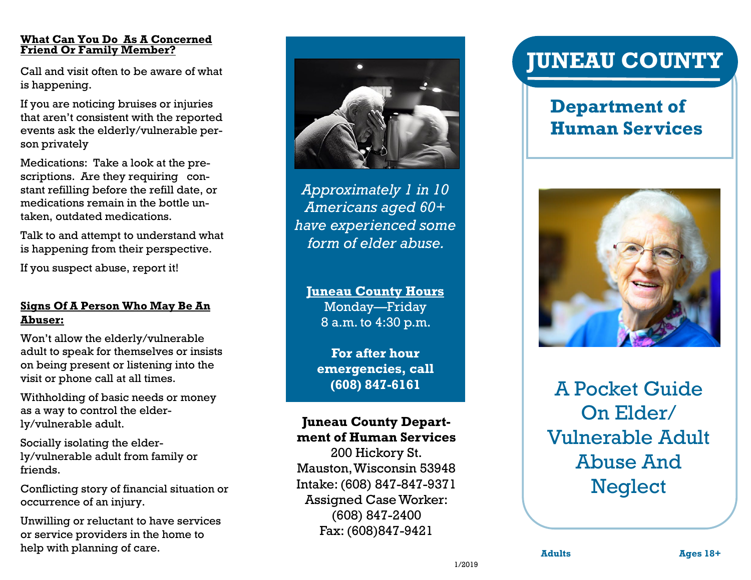## What Can You Do As A Concerned Friend Or Family Member?

Call and visit often to be aware of what is happening.

If you are noticing bruises or injuries that aren't consistent with the reported events ask the elderly/vulnerable person privately

Medications: Take a look at the prescriptions. Are they requiring constant refilling before the refill date, or medications remain in the bottle untaken, outdated medications.

Talk to and attempt to understand what is happening from their perspective.

If you suspect abuse, report it!

## Signs Of A Person Who May Be An Abuser:

Won't allow the elderly/vulnerable adult to speak for themselves or insists on being present or listening into the visit or phone call at all times.

Withholding of basic needs or money as a way to control the elderly/vulnerable adult.

Socially isolating the elderly/vulnerable adult from family or friends.

Conflicting story of financial situation or occurrence of an injury.

Unwilling or reluctant to have services or service providers in the home to help with planning of care.

*Approximately 1 in 10 Americans aged 60+ have experienced some form of elder abuse.*

**Juneau County Hours**

Monday—Friday
8 a.m. to 4:30 p.m.

**For after hour emergencies, call (608) 847-6161**

**Juneau County Department of Human Services**

200 Hickory St.
Mauston, Wisconsin 53948
Intake: (608) 847-847-9371
Assigned Case Worker: (608) 847-2400
Fax: (608)847-9421

1/2019

# JUNEAU COUNTY

## Department of Human Services

# A Pocket Guide On Elder/ Vulnerable Adult Abuse And Neglect

**Adults** **Ages 18+**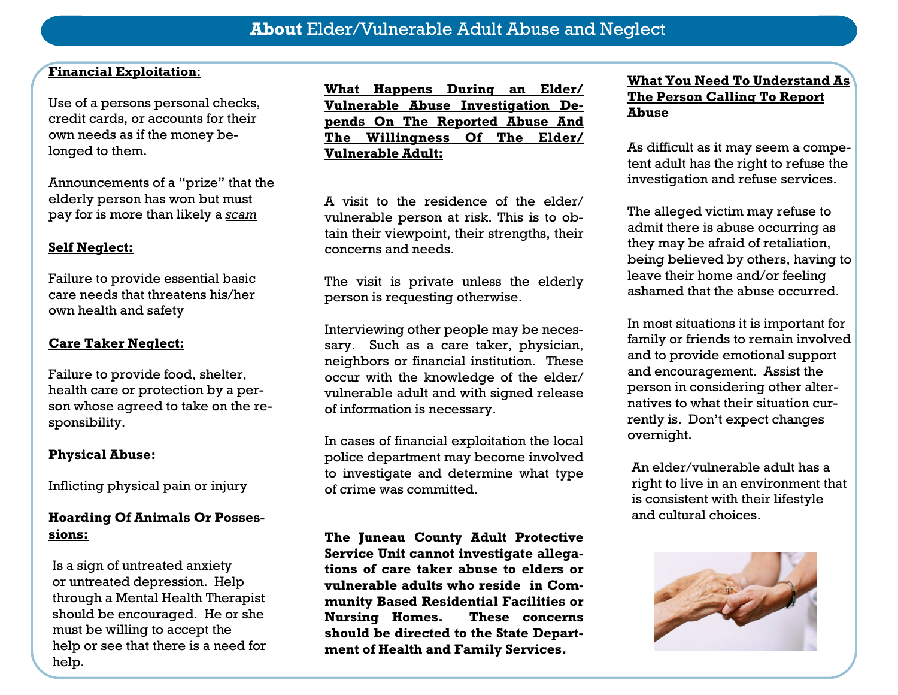# **About** Elder/Vulnerable Adult Abuse and Neglect

**Financial Exploitation**:

Use of a persons personal checks, credit cards, or accounts for their own needs as if the money belonged to them.

Announcements of a "prize" that the elderly person has won but must pay for is more than likely a *scam*

**Self Neglect:**

Failure to provide essential basic care needs that threatens his/her own health and safety

**Care Taker Neglect:**

Failure to provide food, shelter, health care or protection by a person whose agreed to take on the responsibility.

**Physical Abuse:**

Inflicting physical pain or injury

**Hoarding Of Animals Or Possessions:**

Is a sign of untreated anxiety or untreated depression. Help through a Mental Health Therapist should be encouraged. He or she must be willing to accept the help or see that there is a need for help.

**What Happens During an Elder/ Vulnerable Abuse Investigation Depends On The Reported Abuse And The Willingness Of The Elder/ Vulnerable Adult:**

A visit to the residence of the elder/ vulnerable person at risk. This is to obtain their viewpoint, their strengths, their concerns and needs.

The visit is private unless the elderly person is requesting otherwise.

Interviewing other people may be necessary. Such as a care taker, physician, neighbors or financial institution. These occur with the knowledge of the elder/ vulnerable adult and with signed release of information is necessary.

In cases of financial exploitation the local police department may become involved to investigate and determine what type of crime was committed.

**The Juneau County Adult Protective Service Unit cannot investigate allegations of care taker abuse to elders or vulnerable adults who reside in Community Based Residential Facilities or Nursing Homes. These concerns should be directed to the State Department of Health and Family Services.**

**What You Need To Understand As The Person Calling To Report Abuse**

As difficult as it may seem a competent adult has the right to refuse the investigation and refuse services.

The alleged victim may refuse to admit there is abuse occurring as they may be afraid of retaliation, being believed by others, having to leave their home and/or feeling ashamed that the abuse occurred.

In most situations it is important for family or friends to remain involved and to provide emotional support and encouragement. Assist the person in considering other alternatives to what their situation currently is. Don't expect changes overnight.

An elder/vulnerable adult has a right to live in an environment that is consistent with their lifestyle and cultural choices.